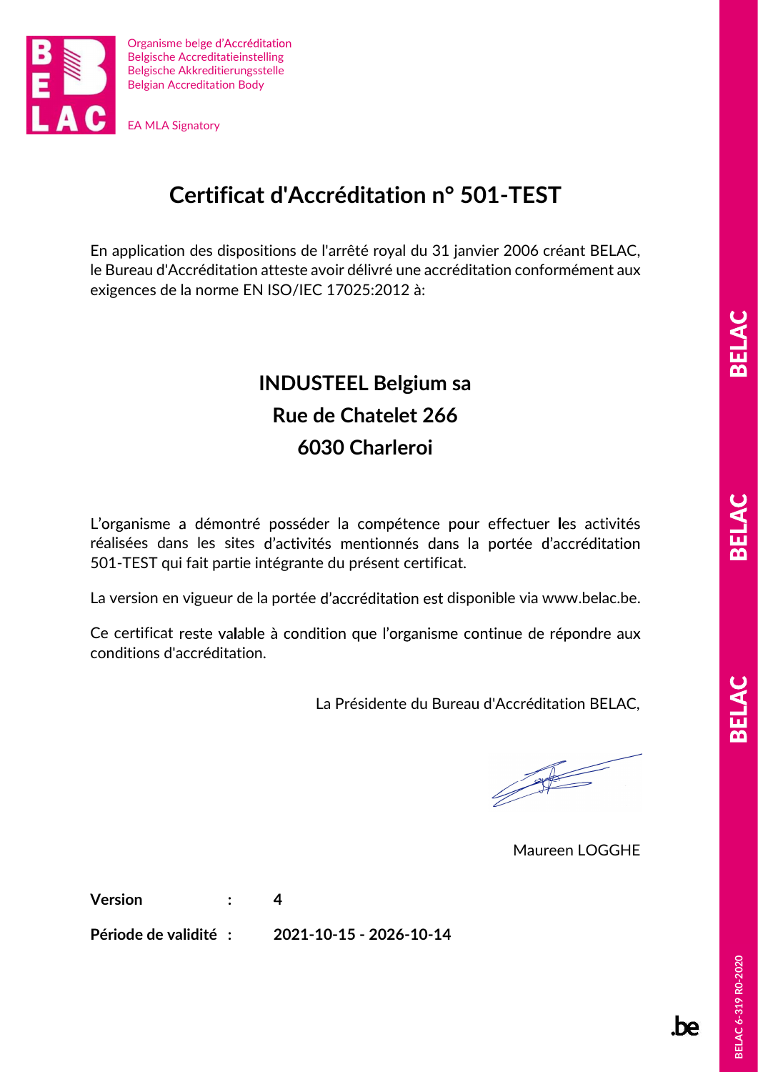Organisme belge d'Accréditation
Belgische Accreditatieinstelling
Belgische Akkreditierungsstelle
Belgian Accreditation Body

EA MLA Signatory

# Certificat d'Accréditation n° 501-TEST

En application des dispositions de l'arrêté royal du 31 janvier 2006 créant BELAC, le Bureau d'Accréditation atteste avoir délivré une accréditation conformément aux exigences de la norme EN ISO/IEC 17025:2012 à:

**INDUSTEEL Belgium sa**
**Rue de Chatelet 266**
**6030 Charleroi**

L'organisme a démontré posséder la compétence pour effectuer les activités réalisées dans les sites d'activités mentionnés dans la portée d'accréditation 501-TEST qui fait partie intégrante du présent certificat.

La version en vigueur de la portée d'accréditation est disponible via www.belac.be.

Ce certificat reste valable à condition que l'organisme continue de répondre aux conditions d'accréditation.

La Présidente du Bureau d'Accréditation BELAC,

Maureen LOGGHE

**Version : 4**

**Période de validité : 2021-10-15 - 2026-10-14**

BELAC 6-319 R0-2020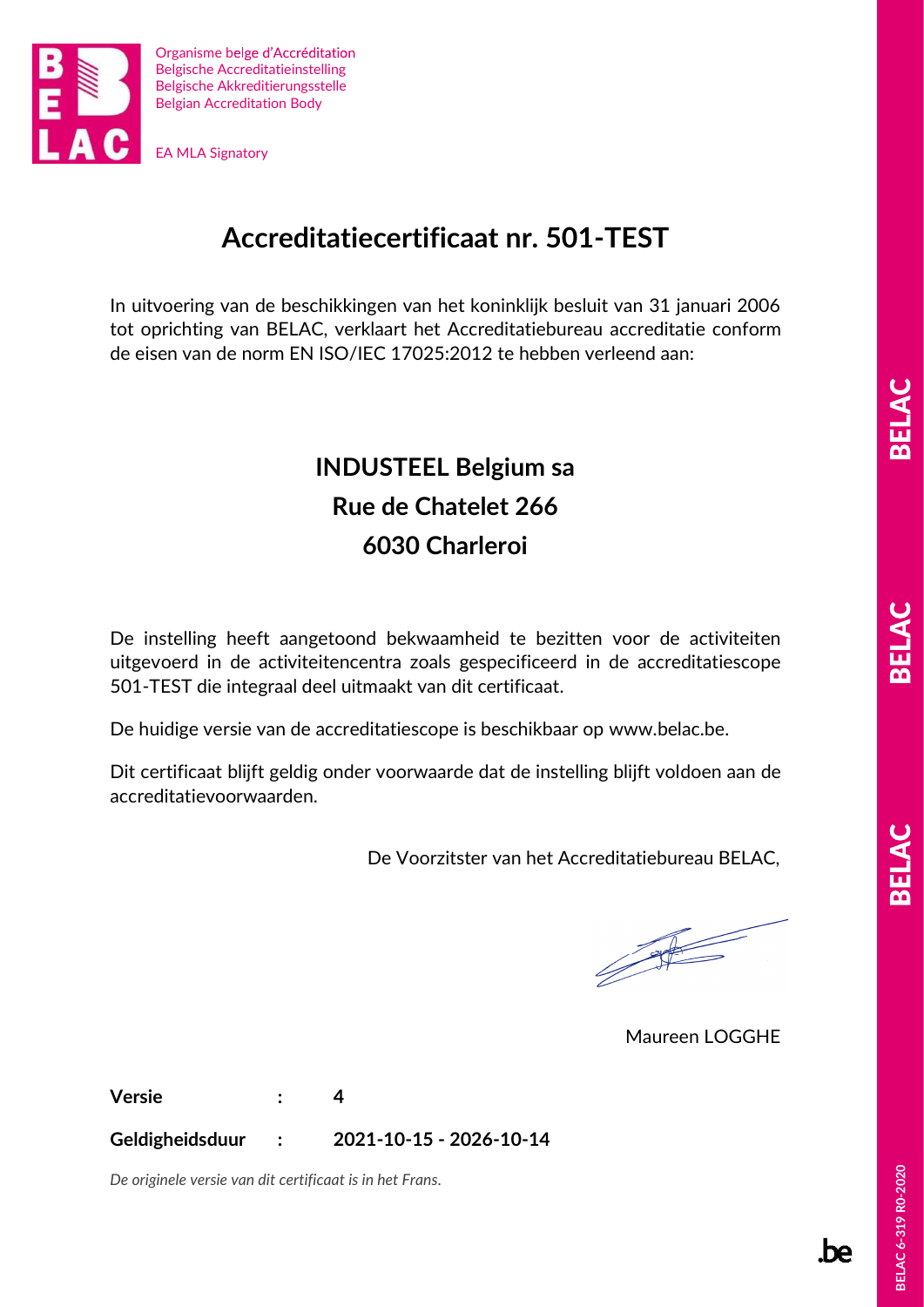Organisme belge d'Accréditation
Belgische Accreditatieinstelling
Belgische Akkreditierungsstelle
Belgian Accreditation Body

EA MLA Signatory

# Accreditatiecertificaat nr. 501-TEST

In uitvoering van de beschikkingen van het koninklijk besluit van 31 januari 2006 tot oprichting van BELAC, verklaart het Accreditatiebureau accreditatie conform de eisen van de norm EN ISO/IEC 17025:2012 te hebben verleend aan:

**INDUSTEEL Belgium sa**
**Rue de Chatelet 266**
**6030 Charleroi**

De instelling heeft aangetoond bekwaamheid te bezitten voor de activiteiten uitgevoerd in de activiteitencentra zoals gespecificeerd in de accreditatiescope 501-TEST die integraal deel uitmaakt van dit certificaat.

De huidige versie van de accreditatiescope is beschikbaar op www.belac.be.

Dit certificaat blijft geldig onder voorwaarde dat de instelling blijft voldoen aan de accreditatievoorwaarden.

De Voorzitster van het Accreditatiebureau BELAC,

Maureen LOGGHE

**Versie** : **4**

**Geldigheidsduur** : **2021-10-15 - 2026-10-14**

*De originele versie van dit certificaat is in het Frans.*

BELAC 6-319 R0-2020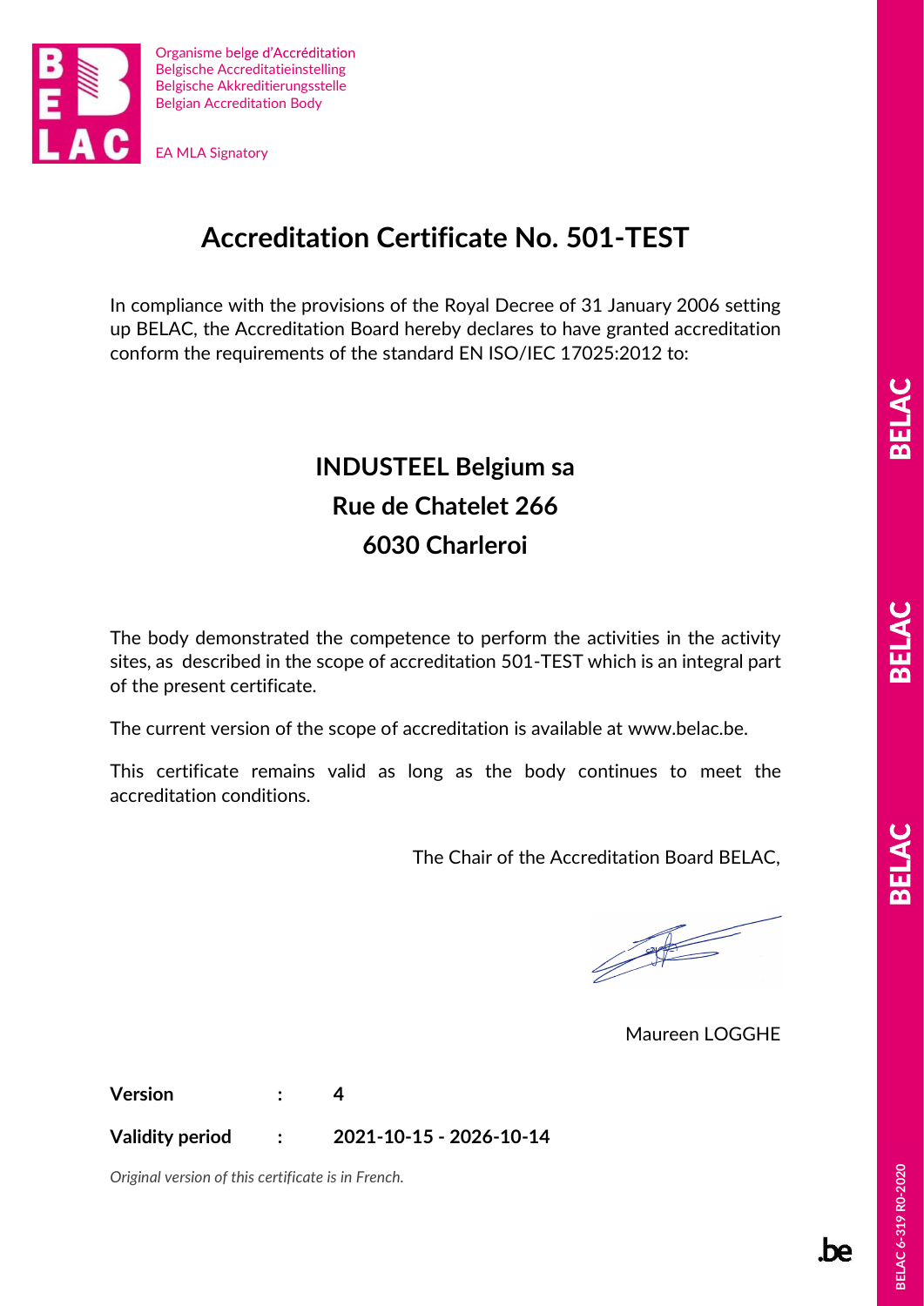Organisme belge d'Accréditation
Belgische Accreditatieinstelling
Belgische Akkreditierungsstelle
Belgian Accreditation Body

EA MLA Signatory

# Accreditation Certificate No. 501-TEST

In compliance with the provisions of the Royal Decree of 31 January 2006 setting up BELAC, the Accreditation Board hereby declares to have granted accreditation conform the requirements of the standard EN ISO/IEC 17025:2012 to:

## INDUSTEEL Belgium sa
## Rue de Chatelet 266
## 6030 Charleroi

The body demonstrated the competence to perform the activities in the activity sites, as described in the scope of accreditation 501-TEST which is an integral part of the present certificate.

The current version of the scope of accreditation is available at www.belac.be.

This certificate remains valid as long as the body continues to meet the accreditation conditions.

The Chair of the Accreditation Board BELAC,

Maureen LOGGHE

**Version** : **4**

**Validity period** : **2021-10-15 - 2026-10-14**

*Original version of this certificate is in French.*

BELAC 6-319 R0-2020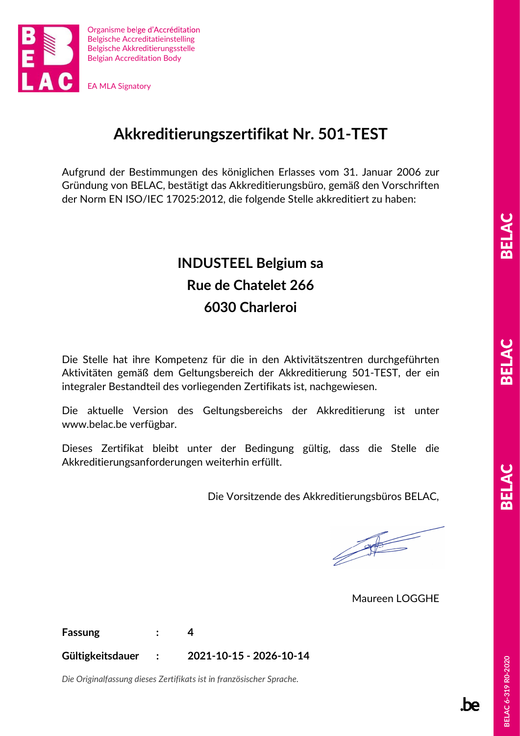Organisme belge d'Accréditation
Belgische Accreditatieinstelling
Belgische Akkreditierungsstelle
Belgian Accreditation Body

EA MLA Signatory

# Akkreditierungszertifikat Nr. 501-TEST

Aufgrund der Bestimmungen des königlichen Erlasses vom 31. Januar 2006 zur Gründung von BELAC, bestätigt das Akkreditierungsbüro, gemäß den Vorschriften der Norm EN ISO/IEC 17025:2012, die folgende Stelle akkreditiert zu haben:

**INDUSTEEL Belgium sa**
**Rue de Chatelet 266**
**6030 Charleroi**

Die Stelle hat ihre Kompetenz für die in den Aktivitätszentren durchgeführten Aktivitäten gemäß dem Geltungsbereich der Akkreditierung 501-TEST, der ein integraler Bestandteil des vorliegenden Zertifikats ist, nachgewiesen.

Die aktuelle Version des Geltungsbereichs der Akkreditierung ist unter www.belac.be verfügbar.

Dieses Zertifikat bleibt unter der Bedingung gültig, dass die Stelle die Akkreditierungsanforderungen weiterhin erfüllt.

Die Vorsitzende des Akkreditierungsbüros BELAC,

Maureen LOGGHE

**Fassung** : **4**

**Gültigkeitsdauer** : **2021-10-15 - 2026-10-14**

*Die Originalfassung dieses Zertifikats ist in französischer Sprache.*

BELAC 6-319 R0-2020